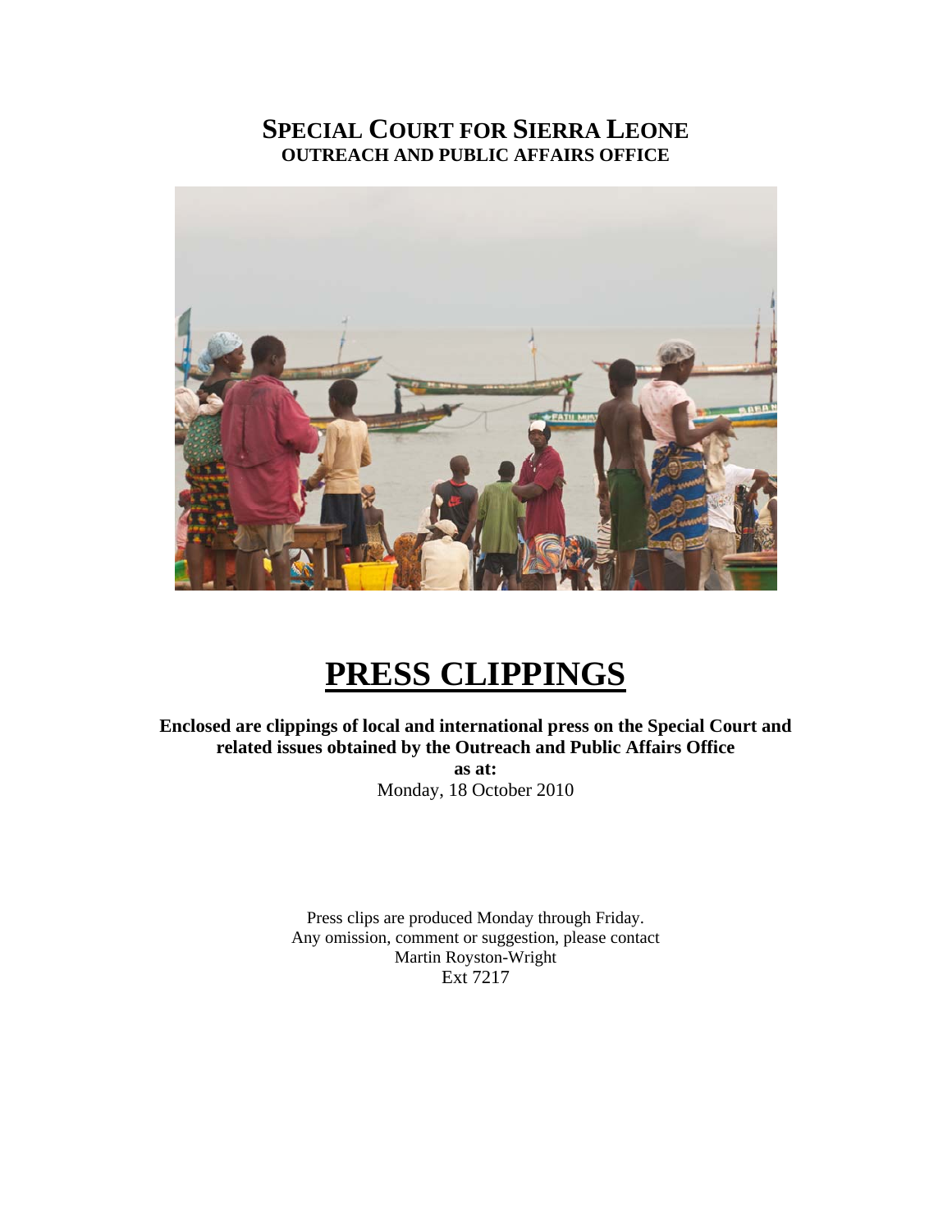# SPECIAL COURT FOR SIERRA LEONE
## OUTREACH AND PUBLIC AFFAIRS OFFICE

# PRESS CLIPPINGS

**Enclosed are clippings of local and international press on the Special Court and related issues obtained by the Outreach and Public Affairs Office**

**as at:**

Monday, 18 October 2010

Press clips are produced Monday through Friday.
Any omission, comment or suggestion, please contact
Martin Royston-Wright
Ext 7217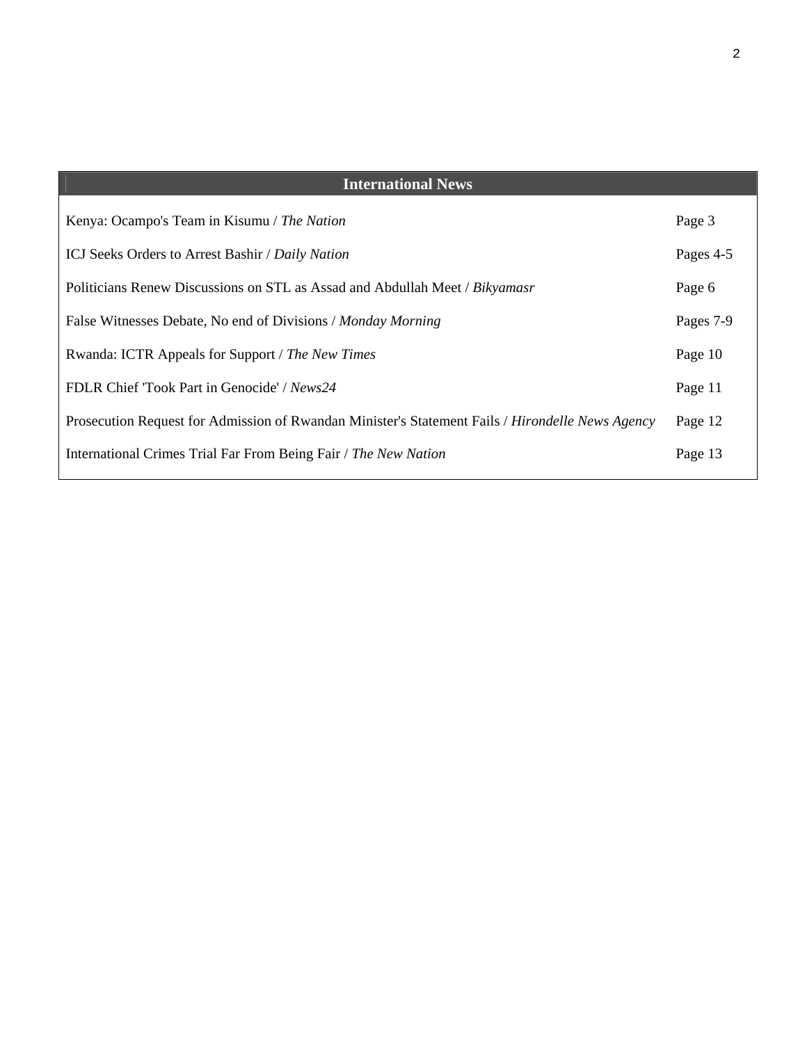| International News | |
|---|---|
| Kenya: Ocampo's Team in Kisumu / *The Nation* | Page 3 |
| ICJ Seeks Orders to Arrest Bashir / *Daily Nation* | Pages 4-5 |
| Politicians Renew Discussions on STL as Assad and Abdullah Meet / *Bikyamasr* | Page 6 |
| False Witnesses Debate, No end of Divisions / *Monday Morning* | Pages 7-9 |
| Rwanda: ICTR Appeals for Support / *The New Times* | Page 10 |
| FDLR Chief 'Took Part in Genocide' / *News24* | Page 11 |
| Prosecution Request for Admission of Rwandan Minister's Statement Fails / *Hirondelle News Agency* | Page 12 |
| International Crimes Trial Far From Being Fair / *The New Nation* | Page 13 |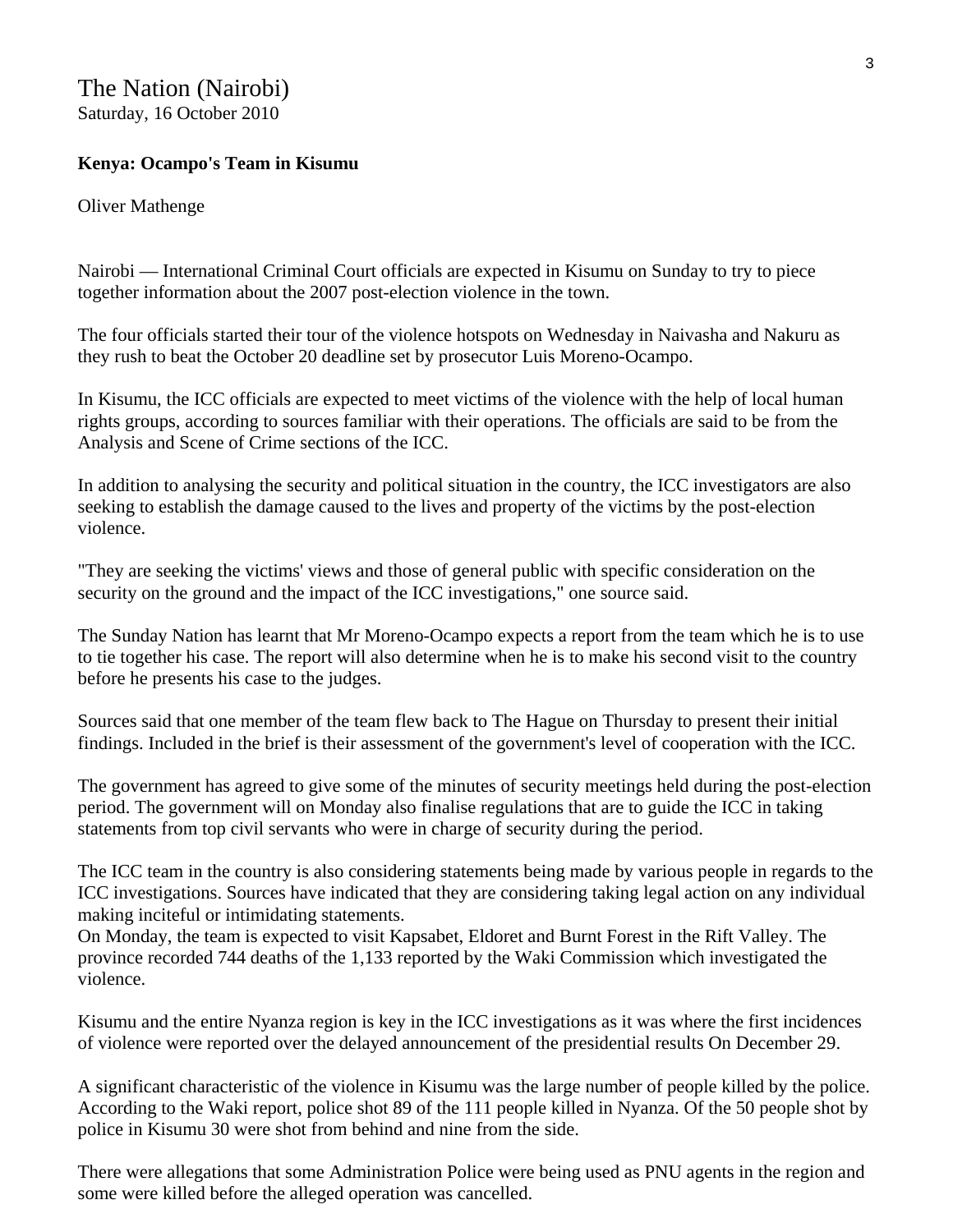The Nation (Nairobi)
Saturday, 16 October 2010

**Kenya: Ocampo's Team in Kisumu**

Oliver Mathenge

Nairobi — International Criminal Court officials are expected in Kisumu on Sunday to try to piece together information about the 2007 post-election violence in the town.

The four officials started their tour of the violence hotspots on Wednesday in Naivasha and Nakuru as they rush to beat the October 20 deadline set by prosecutor Luis Moreno-Ocampo.

In Kisumu, the ICC officials are expected to meet victims of the violence with the help of local human rights groups, according to sources familiar with their operations. The officials are said to be from the Analysis and Scene of Crime sections of the ICC.

In addition to analysing the security and political situation in the country, the ICC investigators are also seeking to establish the damage caused to the lives and property of the victims by the post-election violence.

"They are seeking the victims' views and those of general public with specific consideration on the security on the ground and the impact of the ICC investigations," one source said.

The Sunday Nation has learnt that Mr Moreno-Ocampo expects a report from the team which he is to use to tie together his case. The report will also determine when he is to make his second visit to the country before he presents his case to the judges.

Sources said that one member of the team flew back to The Hague on Thursday to present their initial findings. Included in the brief is their assessment of the government's level of cooperation with the ICC.

The government has agreed to give some of the minutes of security meetings held during the post-election period. The government will on Monday also finalise regulations that are to guide the ICC in taking statements from top civil servants who were in charge of security during the period.

The ICC team in the country is also considering statements being made by various people in regards to the ICC investigations. Sources have indicated that they are considering taking legal action on any individual making inciteful or intimidating statements.
On Monday, the team is expected to visit Kapsabet, Eldoret and Burnt Forest in the Rift Valley. The province recorded 744 deaths of the 1,133 reported by the Waki Commission which investigated the violence.

Kisumu and the entire Nyanza region is key in the ICC investigations as it was where the first incidences of violence were reported over the delayed announcement of the presidential results On December 29.

A significant characteristic of the violence in Kisumu was the large number of people killed by the police. According to the Waki report, police shot 89 of the 111 people killed in Nyanza. Of the 50 people shot by police in Kisumu 30 were shot from behind and nine from the side.

There were allegations that some Administration Police were being used as PNU agents in the region and some were killed before the alleged operation was cancelled.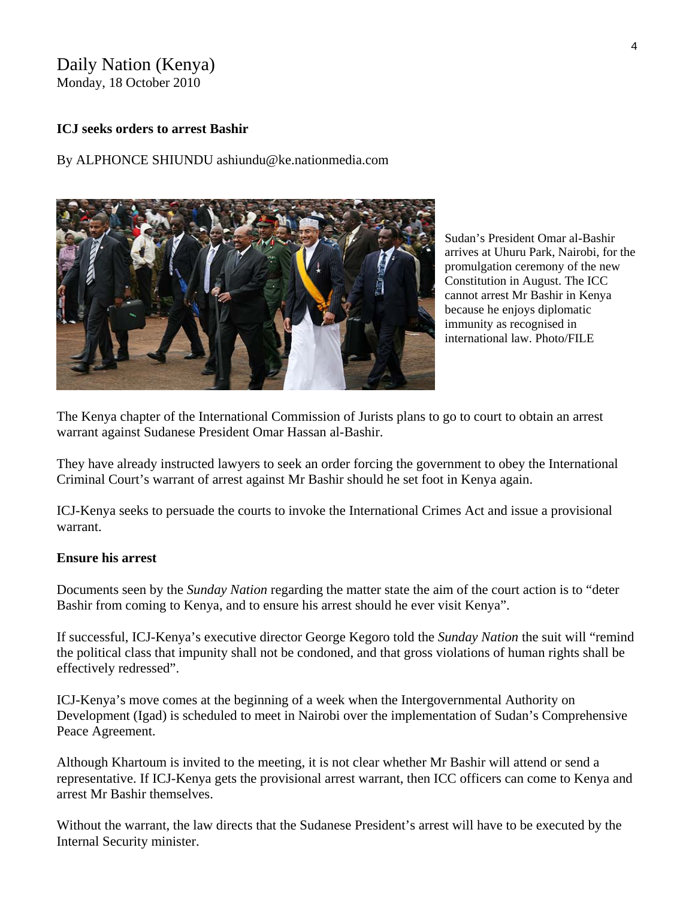Daily Nation (Kenya)
Monday, 18 October 2010

**ICJ seeks orders to arrest Bashir**

By ALPHONCE SHIUNDU ashiundu@ke.nationmedia.com

Sudan's President Omar al-Bashir arrives at Uhuru Park, Nairobi, for the promulgation ceremony of the new Constitution in August. The ICC cannot arrest Mr Bashir in Kenya because he enjoys diplomatic immunity as recognised in international law. Photo/FILE

The Kenya chapter of the International Commission of Jurists plans to go to court to obtain an arrest warrant against Sudanese President Omar Hassan al-Bashir.

They have already instructed lawyers to seek an order forcing the government to obey the International Criminal Court's warrant of arrest against Mr Bashir should he set foot in Kenya again.

ICJ-Kenya seeks to persuade the courts to invoke the International Crimes Act and issue a provisional warrant.

**Ensure his arrest**

Documents seen by the *Sunday Nation* regarding the matter state the aim of the court action is to "deter Bashir from coming to Kenya, and to ensure his arrest should he ever visit Kenya".

If successful, ICJ-Kenya's executive director George Kegoro told the *Sunday Nation* the suit will "remind the political class that impunity shall not be condoned, and that gross violations of human rights shall be effectively redressed".

ICJ-Kenya's move comes at the beginning of a week when the Intergovernmental Authority on Development (Igad) is scheduled to meet in Nairobi over the implementation of Sudan's Comprehensive Peace Agreement.

Although Khartoum is invited to the meeting, it is not clear whether Mr Bashir will attend or send a representative. If ICJ-Kenya gets the provisional arrest warrant, then ICC officers can come to Kenya and arrest Mr Bashir themselves.

Without the warrant, the law directs that the Sudanese President's arrest will have to be executed by the Internal Security minister.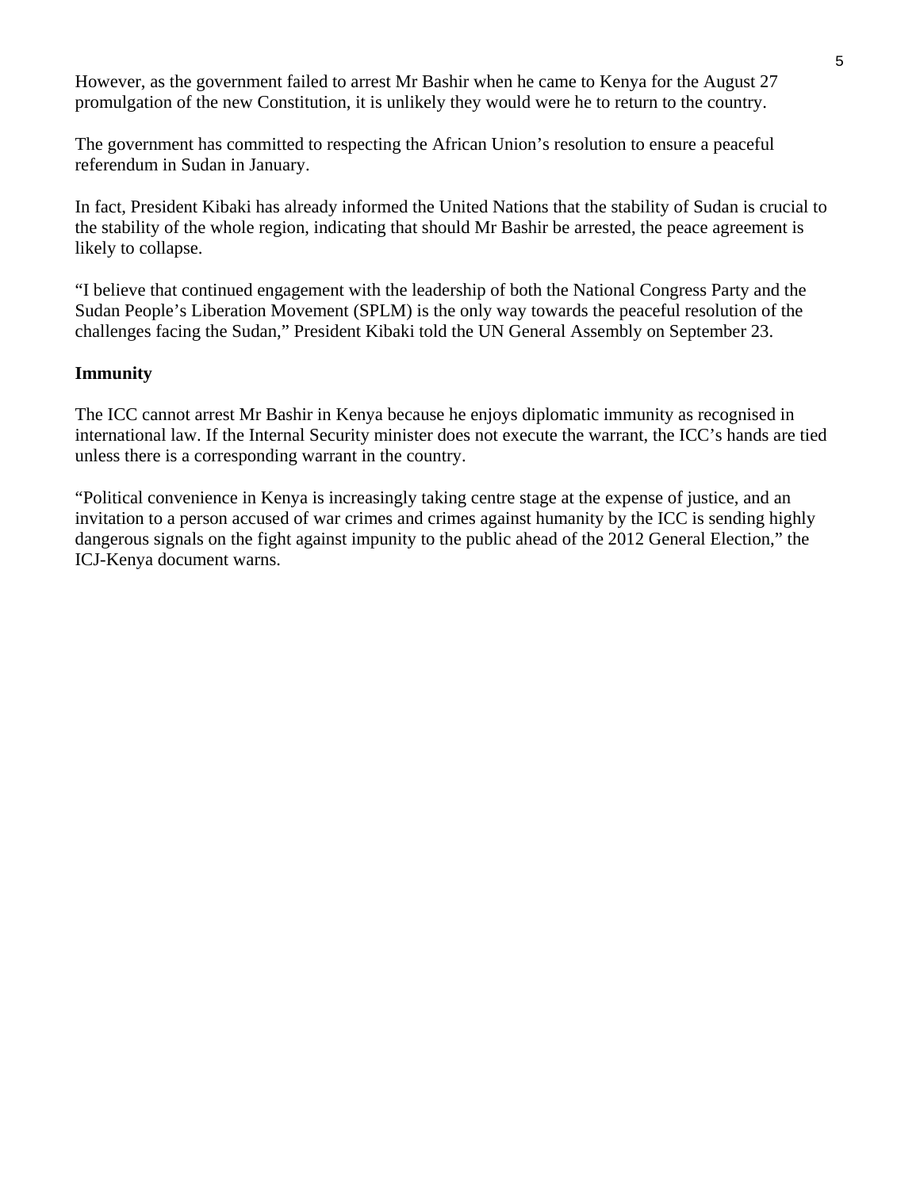However, as the government failed to arrest Mr Bashir when he came to Kenya for the August 27 promulgation of the new Constitution, it is unlikely they would were he to return to the country.

The government has committed to respecting the African Union's resolution to ensure a peaceful referendum in Sudan in January.

In fact, President Kibaki has already informed the United Nations that the stability of Sudan is crucial to the stability of the whole region, indicating that should Mr Bashir be arrested, the peace agreement is likely to collapse.

"I believe that continued engagement with the leadership of both the National Congress Party and the Sudan People's Liberation Movement (SPLM) is the only way towards the peaceful resolution of the challenges facing the Sudan," President Kibaki told the UN General Assembly on September 23.

**Immunity**

The ICC cannot arrest Mr Bashir in Kenya because he enjoys diplomatic immunity as recognised in international law. If the Internal Security minister does not execute the warrant, the ICC's hands are tied unless there is a corresponding warrant in the country.

"Political convenience in Kenya is increasingly taking centre stage at the expense of justice, and an invitation to a person accused of war crimes and crimes against humanity by the ICC is sending highly dangerous signals on the fight against impunity to the public ahead of the 2012 General Election," the ICJ-Kenya document warns.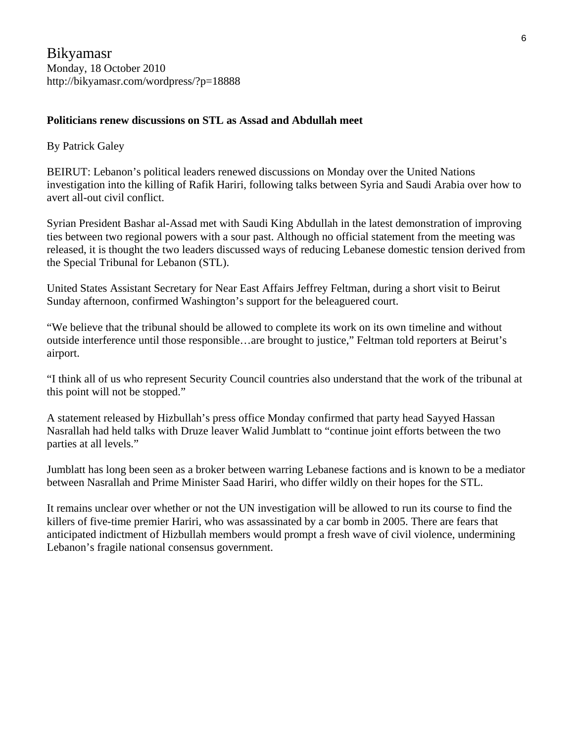Bikyamasr
Monday, 18 October 2010
http://bikyamasr.com/wordpress/?p=18888

**Politicians renew discussions on STL as Assad and Abdullah meet**

By Patrick Galey

BEIRUT: Lebanon's political leaders renewed discussions on Monday over the United Nations investigation into the killing of Rafik Hariri, following talks between Syria and Saudi Arabia over how to avert all-out civil conflict.

Syrian President Bashar al-Assad met with Saudi King Abdullah in the latest demonstration of improving ties between two regional powers with a sour past. Although no official statement from the meeting was released, it is thought the two leaders discussed ways of reducing Lebanese domestic tension derived from the Special Tribunal for Lebanon (STL).

United States Assistant Secretary for Near East Affairs Jeffrey Feltman, during a short visit to Beirut Sunday afternoon, confirmed Washington's support for the beleaguered court.

"We believe that the tribunal should be allowed to complete its work on its own timeline and without outside interference until those responsible…are brought to justice," Feltman told reporters at Beirut's airport.

"I think all of us who represent Security Council countries also understand that the work of the tribunal at this point will not be stopped."

A statement released by Hizbullah's press office Monday confirmed that party head Sayyed Hassan Nasrallah had held talks with Druze leaver Walid Jumblatt to "continue joint efforts between the two parties at all levels."

Jumblatt has long been seen as a broker between warring Lebanese factions and is known to be a mediator between Nasrallah and Prime Minister Saad Hariri, who differ wildly on their hopes for the STL.

It remains unclear over whether or not the UN investigation will be allowed to run its course to find the killers of five-time premier Hariri, who was assassinated by a car bomb in 2005. There are fears that anticipated indictment of Hizbullah members would prompt a fresh wave of civil violence, undermining Lebanon's fragile national consensus government.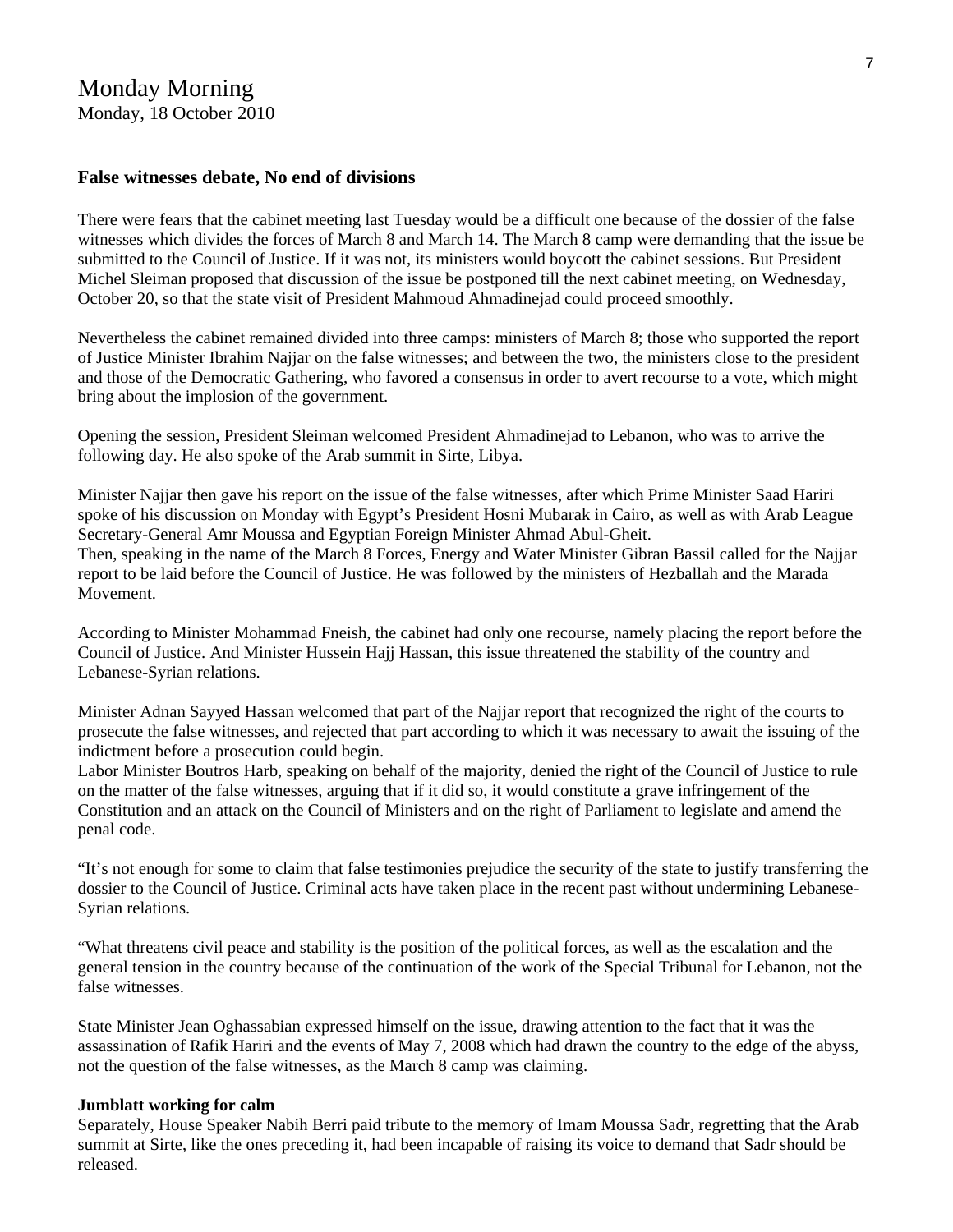# Monday Morning

Monday, 18 October 2010

### False witnesses debate, No end of divisions

There were fears that the cabinet meeting last Tuesday would be a difficult one because of the dossier of the false witnesses which divides the forces of March 8 and March 14. The March 8 camp were demanding that the issue be submitted to the Council of Justice. If it was not, its ministers would boycott the cabinet sessions. But President Michel Sleiman proposed that discussion of the issue be postponed till the next cabinet meeting, on Wednesday, October 20, so that the state visit of President Mahmoud Ahmadinejad could proceed smoothly.

Nevertheless the cabinet remained divided into three camps: ministers of March 8; those who supported the report of Justice Minister Ibrahim Najjar on the false witnesses; and between the two, the ministers close to the president and those of the Democratic Gathering, who favored a consensus in order to avert recourse to a vote, which might bring about the implosion of the government.

Opening the session, President Sleiman welcomed President Ahmadinejad to Lebanon, who was to arrive the following day. He also spoke of the Arab summit in Sirte, Libya.

Minister Najjar then gave his report on the issue of the false witnesses, after which Prime Minister Saad Hariri spoke of his discussion on Monday with Egypt's President Hosni Mubarak in Cairo, as well as with Arab League Secretary-General Amr Moussa and Egyptian Foreign Minister Ahmad Abul-Gheit.
Then, speaking in the name of the March 8 Forces, Energy and Water Minister Gibran Bassil called for the Najjar report to be laid before the Council of Justice. He was followed by the ministers of Hezballah and the Marada Movement.

According to Minister Mohammad Fneish, the cabinet had only one recourse, namely placing the report before the Council of Justice. And Minister Hussein Hajj Hassan, this issue threatened the stability of the country and Lebanese-Syrian relations.

Minister Adnan Sayyed Hassan welcomed that part of the Najjar report that recognized the right of the courts to prosecute the false witnesses, and rejected that part according to which it was necessary to await the issuing of the indictment before a prosecution could begin.
Labor Minister Boutros Harb, speaking on behalf of the majority, denied the right of the Council of Justice to rule on the matter of the false witnesses, arguing that if it did so, it would constitute a grave infringement of the Constitution and an attack on the Council of Ministers and on the right of Parliament to legislate and amend the penal code.

"It's not enough for some to claim that false testimonies prejudice the security of the state to justify transferring the dossier to the Council of Justice. Criminal acts have taken place in the recent past without undermining Lebanese-Syrian relations.

"What threatens civil peace and stability is the position of the political forces, as well as the escalation and the general tension in the country because of the continuation of the work of the Special Tribunal for Lebanon, not the false witnesses.

State Minister Jean Oghassabian expressed himself on the issue, drawing attention to the fact that it was the assassination of Rafik Hariri and the events of May 7, 2008 which had drawn the country to the edge of the abyss, not the question of the false witnesses, as the March 8 camp was claiming.

**Jumblatt working for calm**

Separately, House Speaker Nabih Berri paid tribute to the memory of Imam Moussa Sadr, regretting that the Arab summit at Sirte, like the ones preceding it, had been incapable of raising its voice to demand that Sadr should be released.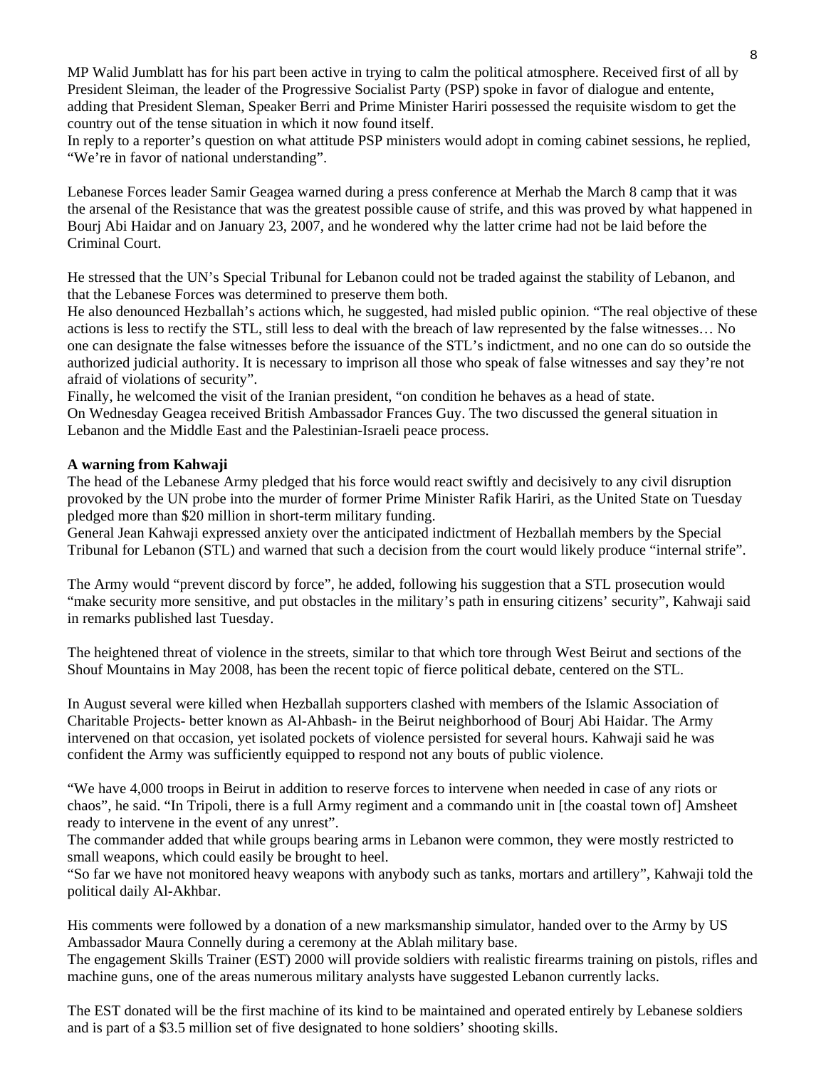MP Walid Jumblatt has for his part been active in trying to calm the political atmosphere. Received first of all by President Sleiman, the leader of the Progressive Socialist Party (PSP) spoke in favor of dialogue and entente, adding that President Sleman, Speaker Berri and Prime Minister Hariri possessed the requisite wisdom to get the country out of the tense situation in which it now found itself.
In reply to a reporter's question on what attitude PSP ministers would adopt in coming cabinet sessions, he replied, "We're in favor of national understanding".

Lebanese Forces leader Samir Geagea warned during a press conference at Merhab the March 8 camp that it was the arsenal of the Resistance that was the greatest possible cause of strife, and this was proved by what happened in Bourj Abi Haidar and on January 23, 2007, and he wondered why the latter crime had not be laid before the Criminal Court.

He stressed that the UN's Special Tribunal for Lebanon could not be traded against the stability of Lebanon, and that the Lebanese Forces was determined to preserve them both.
He also denounced Hezballah's actions which, he suggested, had misled public opinion. "The real objective of these actions is less to rectify the STL, still less to deal with the breach of law represented by the false witnesses… No one can designate the false witnesses before the issuance of the STL's indictment, and no one can do so outside the authorized judicial authority. It is necessary to imprison all those who speak of false witnesses and say they're not afraid of violations of security".
Finally, he welcomed the visit of the Iranian president, "on condition he behaves as a head of state.
On Wednesday Geagea received British Ambassador Frances Guy. The two discussed the general situation in Lebanon and the Middle East and the Palestinian-Israeli peace process.

**A warning from Kahwaji**
The head of the Lebanese Army pledged that his force would react swiftly and decisively to any civil disruption provoked by the UN probe into the murder of former Prime Minister Rafik Hariri, as the United State on Tuesday pledged more than $20 million in short-term military funding.
General Jean Kahwaji expressed anxiety over the anticipated indictment of Hezballah members by the Special Tribunal for Lebanon (STL) and warned that such a decision from the court would likely produce "internal strife".

The Army would "prevent discord by force", he added, following his suggestion that a STL prosecution would "make security more sensitive, and put obstacles in the military's path in ensuring citizens' security", Kahwaji said in remarks published last Tuesday.

The heightened threat of violence in the streets, similar to that which tore through West Beirut and sections of the Shouf Mountains in May 2008, has been the recent topic of fierce political debate, centered on the STL.

In August several were killed when Hezballah supporters clashed with members of the Islamic Association of Charitable Projects- better known as Al-Ahbash- in the Beirut neighborhood of Bourj Abi Haidar. The Army intervened on that occasion, yet isolated pockets of violence persisted for several hours. Kahwaji said he was confident the Army was sufficiently equipped to respond not any bouts of public violence.

"We have 4,000 troops in Beirut in addition to reserve forces to intervene when needed in case of any riots or chaos", he said. "In Tripoli, there is a full Army regiment and a commando unit in [the coastal town of] Amsheet ready to intervene in the event of any unrest".
The commander added that while groups bearing arms in Lebanon were common, they were mostly restricted to small weapons, which could easily be brought to heel.
"So far we have not monitored heavy weapons with anybody such as tanks, mortars and artillery", Kahwaji told the political daily Al-Akhbar.

His comments were followed by a donation of a new marksmanship simulator, handed over to the Army by US Ambassador Maura Connelly during a ceremony at the Ablah military base.
The engagement Skills Trainer (EST) 2000 will provide soldiers with realistic firearms training on pistols, rifles and machine guns, one of the areas numerous military analysts have suggested Lebanon currently lacks.

The EST donated will be the first machine of its kind to be maintained and operated entirely by Lebanese soldiers and is part of a $3.5 million set of five designated to hone soldiers' shooting skills.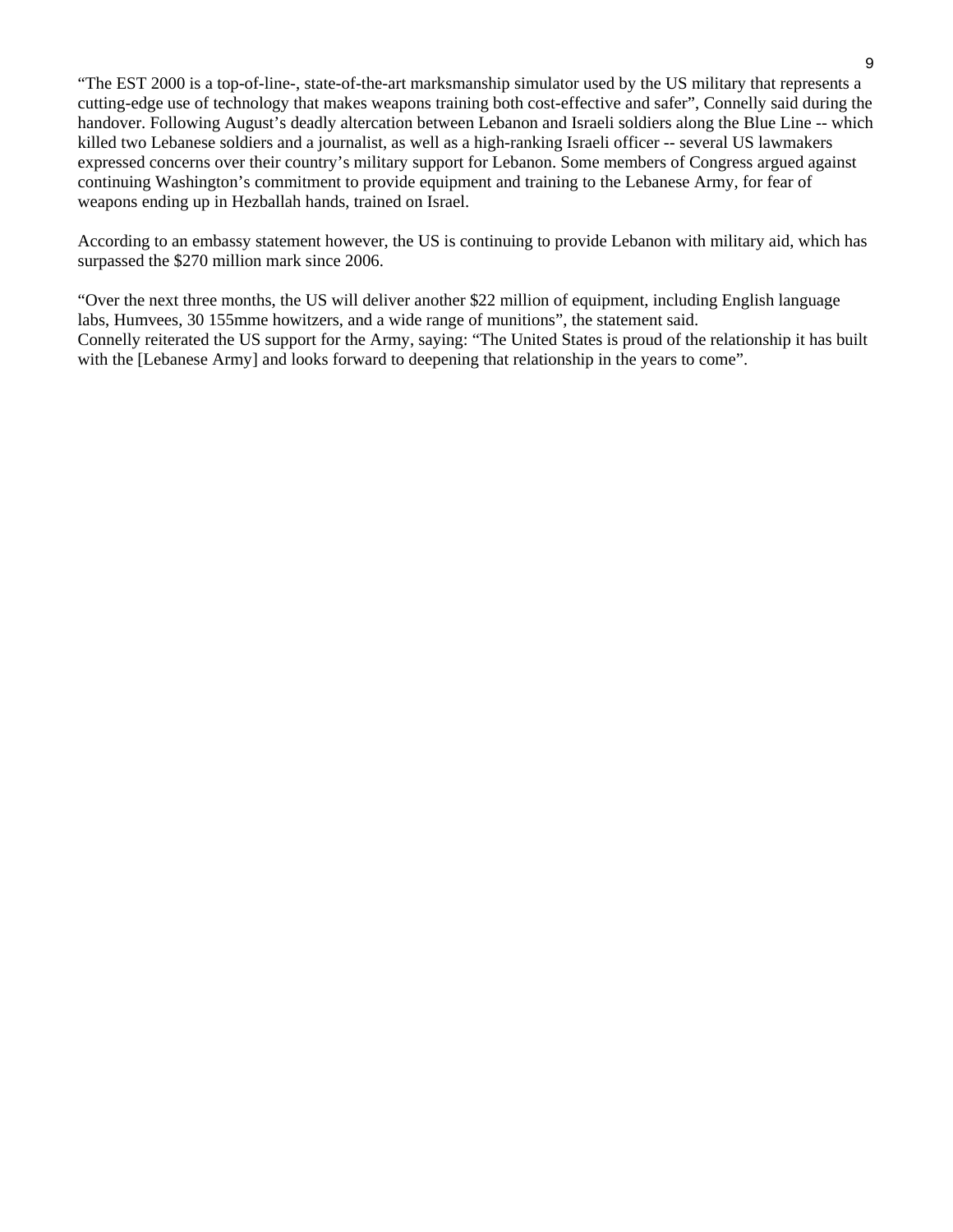"The EST 2000 is a top-of-line-, state-of-the-art marksmanship simulator used by the US military that represents a cutting-edge use of technology that makes weapons training both cost-effective and safer", Connelly said during the handover. Following August's deadly altercation between Lebanon and Israeli soldiers along the Blue Line -- which killed two Lebanese soldiers and a journalist, as well as a high-ranking Israeli officer -- several US lawmakers expressed concerns over their country's military support for Lebanon. Some members of Congress argued against continuing Washington's commitment to provide equipment and training to the Lebanese Army, for fear of weapons ending up in Hezballah hands, trained on Israel.

According to an embassy statement however, the US is continuing to provide Lebanon with military aid, which has surpassed the $270 million mark since 2006.

"Over the next three months, the US will deliver another $22 million of equipment, including English language labs, Humvees, 30 155mme howitzers, and a wide range of munitions", the statement said.
Connelly reiterated the US support for the Army, saying: "The United States is proud of the relationship it has built with the [Lebanese Army] and looks forward to deepening that relationship in the years to come".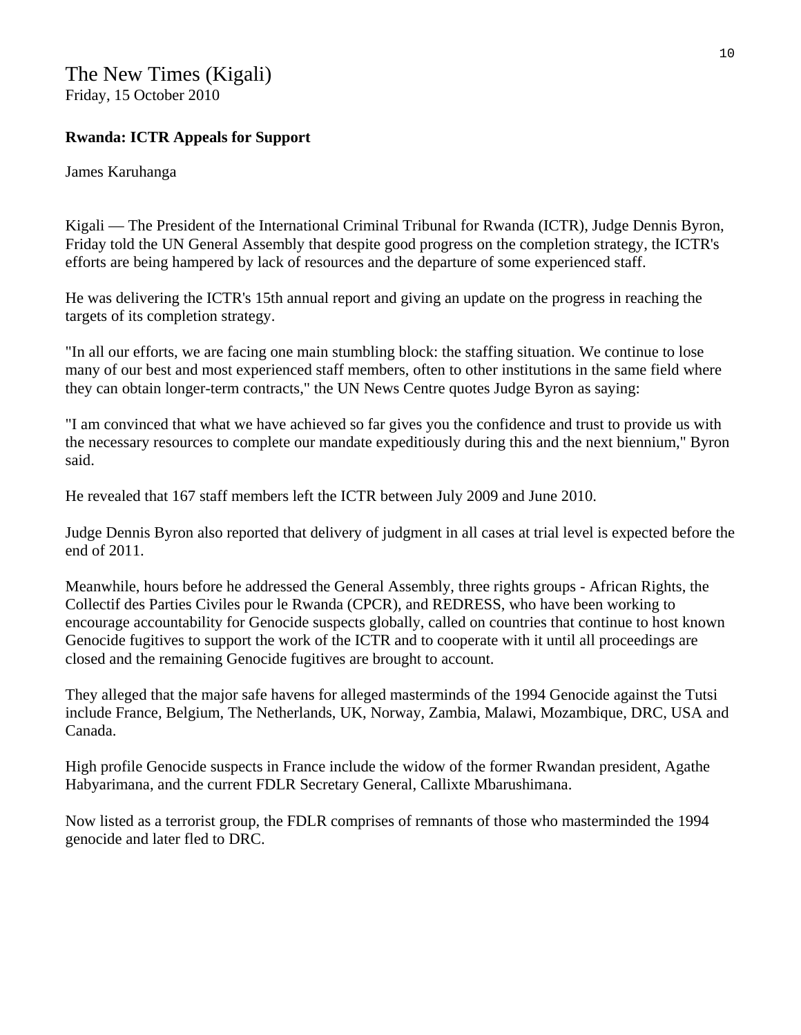The New Times (Kigali)
Friday, 15 October 2010

**Rwanda: ICTR Appeals for Support**

James Karuhanga

Kigali — The President of the International Criminal Tribunal for Rwanda (ICTR), Judge Dennis Byron, Friday told the UN General Assembly that despite good progress on the completion strategy, the ICTR's efforts are being hampered by lack of resources and the departure of some experienced staff.

He was delivering the ICTR's 15th annual report and giving an update on the progress in reaching the targets of its completion strategy.

"In all our efforts, we are facing one main stumbling block: the staffing situation. We continue to lose many of our best and most experienced staff members, often to other institutions in the same field where they can obtain longer-term contracts," the UN News Centre quotes Judge Byron as saying:

"I am convinced that what we have achieved so far gives you the confidence and trust to provide us with the necessary resources to complete our mandate expeditiously during this and the next biennium," Byron said.

He revealed that 167 staff members left the ICTR between July 2009 and June 2010.

Judge Dennis Byron also reported that delivery of judgment in all cases at trial level is expected before the end of 2011.

Meanwhile, hours before he addressed the General Assembly, three rights groups - African Rights, the Collectif des Parties Civiles pour le Rwanda (CPCR), and REDRESS, who have been working to encourage accountability for Genocide suspects globally, called on countries that continue to host known Genocide fugitives to support the work of the ICTR and to cooperate with it until all proceedings are closed and the remaining Genocide fugitives are brought to account.

They alleged that the major safe havens for alleged masterminds of the 1994 Genocide against the Tutsi include France, Belgium, The Netherlands, UK, Norway, Zambia, Malawi, Mozambique, DRC, USA and Canada.

High profile Genocide suspects in France include the widow of the former Rwandan president, Agathe Habyarimana, and the current FDLR Secretary General, Callixte Mbarushimana.

Now listed as a terrorist group, the FDLR comprises of remnants of those who masterminded the 1994 genocide and later fled to DRC.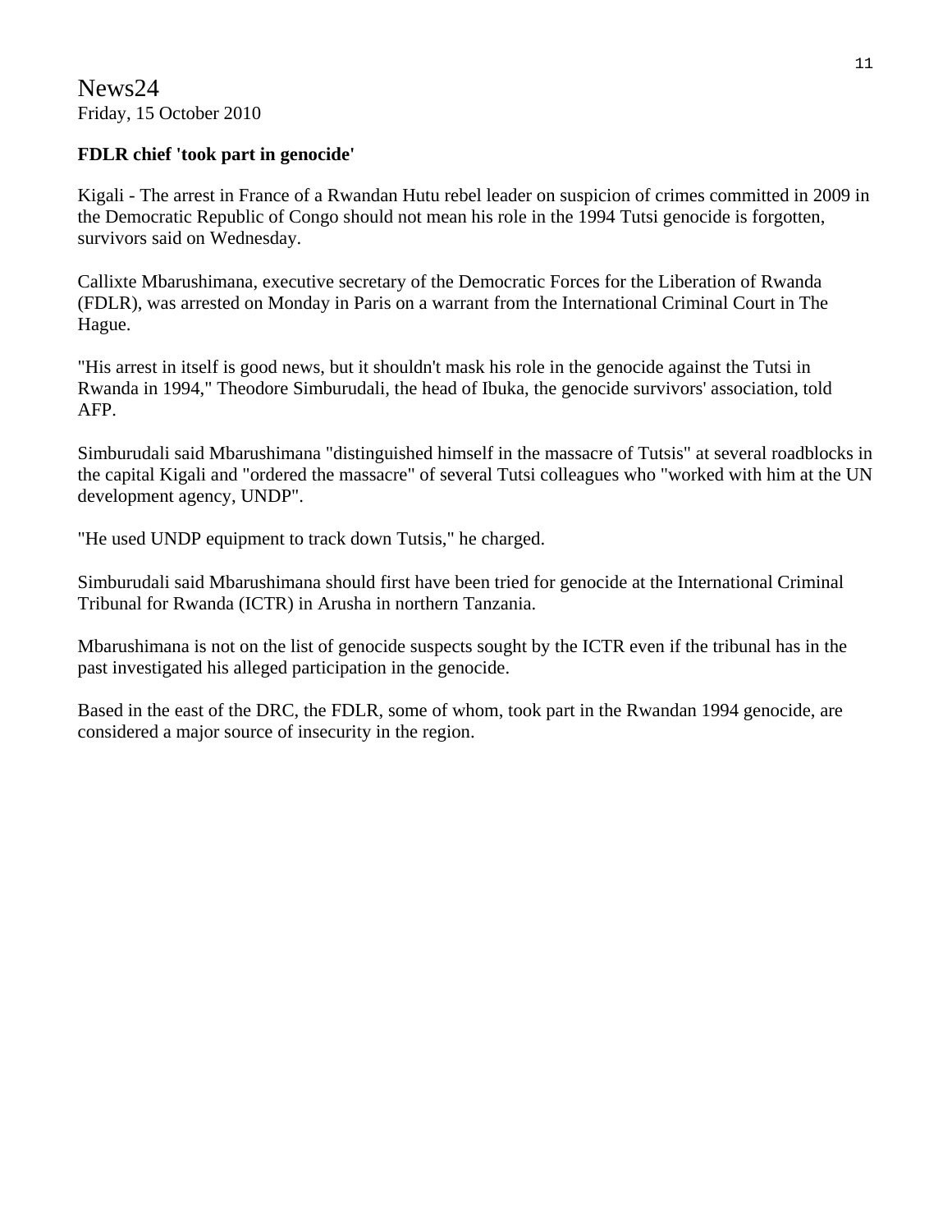News24
Friday, 15 October 2010

**FDLR chief 'took part in genocide'**

Kigali - The arrest in France of a Rwandan Hutu rebel leader on suspicion of crimes committed in 2009 in the Democratic Republic of Congo should not mean his role in the 1994 Tutsi genocide is forgotten, survivors said on Wednesday.

Callixte Mbarushimana, executive secretary of the Democratic Forces for the Liberation of Rwanda (FDLR), was arrested on Monday in Paris on a warrant from the International Criminal Court in The Hague.

"His arrest in itself is good news, but it shouldn't mask his role in the genocide against the Tutsi in Rwanda in 1994," Theodore Simburudali, the head of Ibuka, the genocide survivors' association, told AFP.

Simburudali said Mbarushimana "distinguished himself in the massacre of Tutsis" at several roadblocks in the capital Kigali and "ordered the massacre" of several Tutsi colleagues who "worked with him at the UN development agency, UNDP".

"He used UNDP equipment to track down Tutsis," he charged.

Simburudali said Mbarushimana should first have been tried for genocide at the International Criminal Tribunal for Rwanda (ICTR) in Arusha in northern Tanzania.

Mbarushimana is not on the list of genocide suspects sought by the ICTR even if the tribunal has in the past investigated his alleged participation in the genocide.

Based in the east of the DRC, the FDLR, some of whom, took part in the Rwandan 1994 genocide, are considered a major source of insecurity in the region.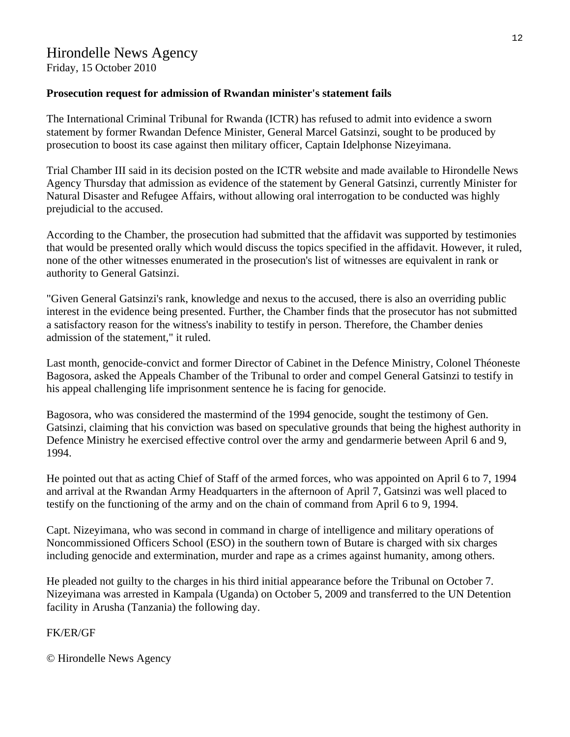# Hirondelle News Agency

Friday, 15 October 2010

**Prosecution request for admission of Rwandan minister's statement fails**

The International Criminal Tribunal for Rwanda (ICTR) has refused to admit into evidence a sworn statement by former Rwandan Defence Minister, General Marcel Gatsinzi, sought to be produced by prosecution to boost its case against then military officer, Captain Idelphonse Nizeyimana.

Trial Chamber III said in its decision posted on the ICTR website and made available to Hirondelle News Agency Thursday that admission as evidence of the statement by General Gatsinzi, currently Minister for Natural Disaster and Refugee Affairs, without allowing oral interrogation to be conducted was highly prejudicial to the accused.

According to the Chamber, the prosecution had submitted that the affidavit was supported by testimonies that would be presented orally which would discuss the topics specified in the affidavit. However, it ruled, none of the other witnesses enumerated in the prosecution's list of witnesses are equivalent in rank or authority to General Gatsinzi.

"Given General Gatsinzi's rank, knowledge and nexus to the accused, there is also an overriding public interest in the evidence being presented. Further, the Chamber finds that the prosecutor has not submitted a satisfactory reason for the witness's inability to testify in person. Therefore, the Chamber denies admission of the statement," it ruled.

Last month, genocide-convict and former Director of Cabinet in the Defence Ministry, Colonel Théoneste Bagosora, asked the Appeals Chamber of the Tribunal to order and compel General Gatsinzi to testify in his appeal challenging life imprisonment sentence he is facing for genocide.

Bagosora, who was considered the mastermind of the 1994 genocide, sought the testimony of Gen. Gatsinzi, claiming that his conviction was based on speculative grounds that being the highest authority in Defence Ministry he exercised effective control over the army and gendarmerie between April 6 and 9, 1994.

He pointed out that as acting Chief of Staff of the armed forces, who was appointed on April 6 to 7, 1994 and arrival at the Rwandan Army Headquarters in the afternoon of April 7, Gatsinzi was well placed to testify on the functioning of the army and on the chain of command from April 6 to 9, 1994.

Capt. Nizeyimana, who was second in command in charge of intelligence and military operations of Noncommissioned Officers School (ESO) in the southern town of Butare is charged with six charges including genocide and extermination, murder and rape as a crimes against humanity, among others.

He pleaded not guilty to the charges in his third initial appearance before the Tribunal on October 7. Nizeyimana was arrested in Kampala (Uganda) on October 5, 2009 and transferred to the UN Detention facility in Arusha (Tanzania) the following day.

FK/ER/GF

© Hirondelle News Agency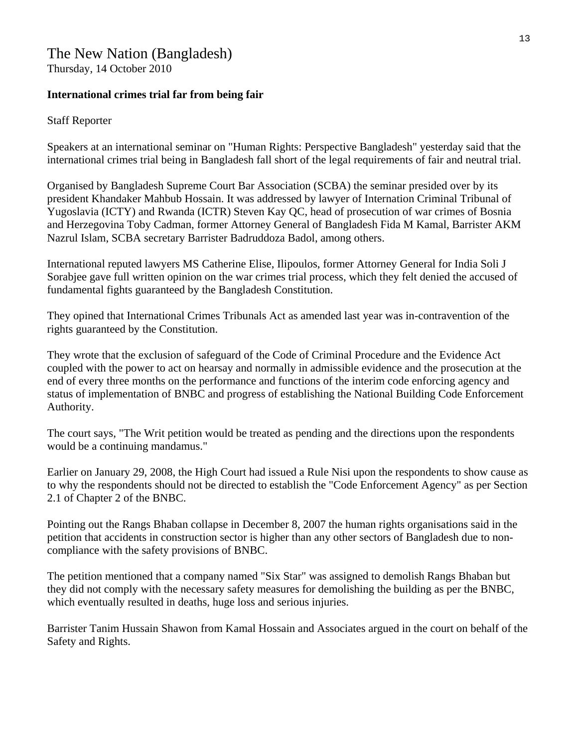# The New Nation (Bangladesh)

Thursday, 14 October 2010

**International crimes trial far from being fair**

Staff Reporter

Speakers at an international seminar on "Human Rights: Perspective Bangladesh" yesterday said that the international crimes trial being in Bangladesh fall short of the legal requirements of fair and neutral trial.

Organised by Bangladesh Supreme Court Bar Association (SCBA) the seminar presided over by its president Khandaker Mahbub Hossain. It was addressed by lawyer of Internation Criminal Tribunal of Yugoslavia (ICTY) and Rwanda (ICTR) Steven Kay QC, head of prosecution of war crimes of Bosnia and Herzegovina Toby Cadman, former Attorney General of Bangladesh Fida M Kamal, Barrister AKM Nazrul Islam, SCBA secretary Barrister Badruddoza Badol, among others.

International reputed lawyers MS Catherine Elise, Ilipoulos, former Attorney General for India Soli J Sorabjee gave full written opinion on the war crimes trial process, which they felt denied the accused of fundamental fights guaranteed by the Bangladesh Constitution.

They opined that International Crimes Tribunals Act as amended last year was in-contravention of the rights guaranteed by the Constitution.

They wrote that the exclusion of safeguard of the Code of Criminal Procedure and the Evidence Act coupled with the power to act on hearsay and normally in admissible evidence and the prosecution at the end of every three months on the performance and functions of the interim code enforcing agency and status of implementation of BNBC and progress of establishing the National Building Code Enforcement Authority.

The court says, "The Writ petition would be treated as pending and the directions upon the respondents would be a continuing mandamus."

Earlier on January 29, 2008, the High Court had issued a Rule Nisi upon the respondents to show cause as to why the respondents should not be directed to establish the "Code Enforcement Agency" as per Section 2.1 of Chapter 2 of the BNBC.

Pointing out the Rangs Bhaban collapse in December 8, 2007 the human rights organisations said in the petition that accidents in construction sector is higher than any other sectors of Bangladesh due to non-compliance with the safety provisions of BNBC.

The petition mentioned that a company named "Six Star" was assigned to demolish Rangs Bhaban but they did not comply with the necessary safety measures for demolishing the building as per the BNBC, which eventually resulted in deaths, huge loss and serious injuries.

Barrister Tanim Hussain Shawon from Kamal Hossain and Associates argued in the court on behalf of the Safety and Rights.